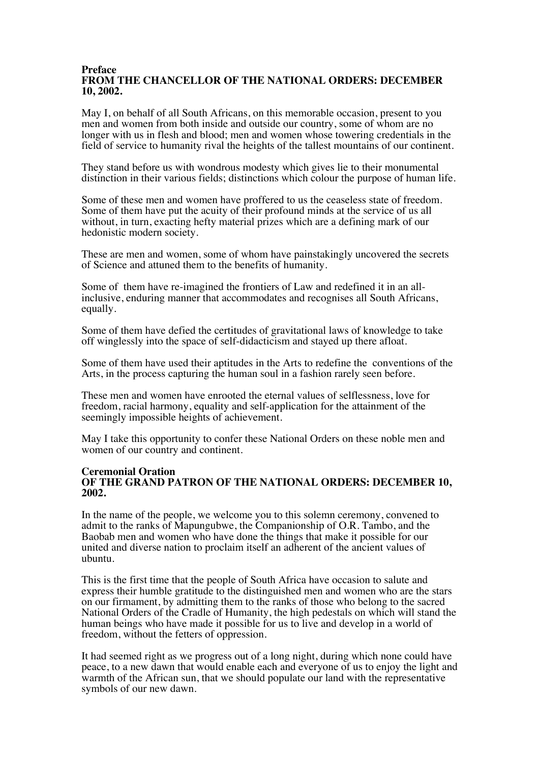**Preface**
**FROM THE CHANCELLOR OF THE NATIONAL ORDERS: DECEMBER 10, 2002.**

May I, on behalf of all South Africans, on this memorable occasion, present to you men and women from both inside and outside our country, some of whom are no longer with us in flesh and blood; men and women whose towering credentials in the field of service to humanity rival the heights of the tallest mountains of our continent.

They stand before us with wondrous modesty which gives lie to their monumental distinction in their various fields; distinctions which colour the purpose of human life.

Some of these men and women have proffered to us the ceaseless state of freedom. Some of them have put the acuity of their profound minds at the service of us all without, in turn, exacting hefty material prizes which are a defining mark of our hedonistic modern society.

These are men and women, some of whom have painstakingly uncovered the secrets of Science and attuned them to the benefits of humanity.

Some of them have re-imagined the frontiers of Law and redefined it in an all-inclusive, enduring manner that accommodates and recognises all South Africans, equally.

Some of them have defied the certitudes of gravitational laws of knowledge to take off winglessly into the space of self-didacticism and stayed up there afloat.

Some of them have used their aptitudes in the Arts to redefine the conventions of the Arts, in the process capturing the human soul in a fashion rarely seen before.

These men and women have enrooted the eternal values of selflessness, love for freedom, racial harmony, equality and self-application for the attainment of the seemingly impossible heights of achievement.

May I take this opportunity to confer these National Orders on these noble men and women of our country and continent.

**Ceremonial Oration**
**OF THE GRAND PATRON OF THE NATIONAL ORDERS: DECEMBER 10, 2002.**

In the name of the people, we welcome you to this solemn ceremony, convened to admit to the ranks of Mapungubwe, the Companionship of O.R. Tambo, and the Baobab men and women who have done the things that make it possible for our united and diverse nation to proclaim itself an adherent of the ancient values of ubuntu.

This is the first time that the people of South Africa have occasion to salute and express their humble gratitude to the distinguished men and women who are the stars on our firmament, by admitting them to the ranks of those who belong to the sacred National Orders of the Cradle of Humanity, the high pedestals on which will stand the human beings who have made it possible for us to live and develop in a world of freedom, without the fetters of oppression.

It had seemed right as we progress out of a long night, during which none could have peace, to a new dawn that would enable each and everyone of us to enjoy the light and warmth of the African sun, that we should populate our land with the representative symbols of our new dawn.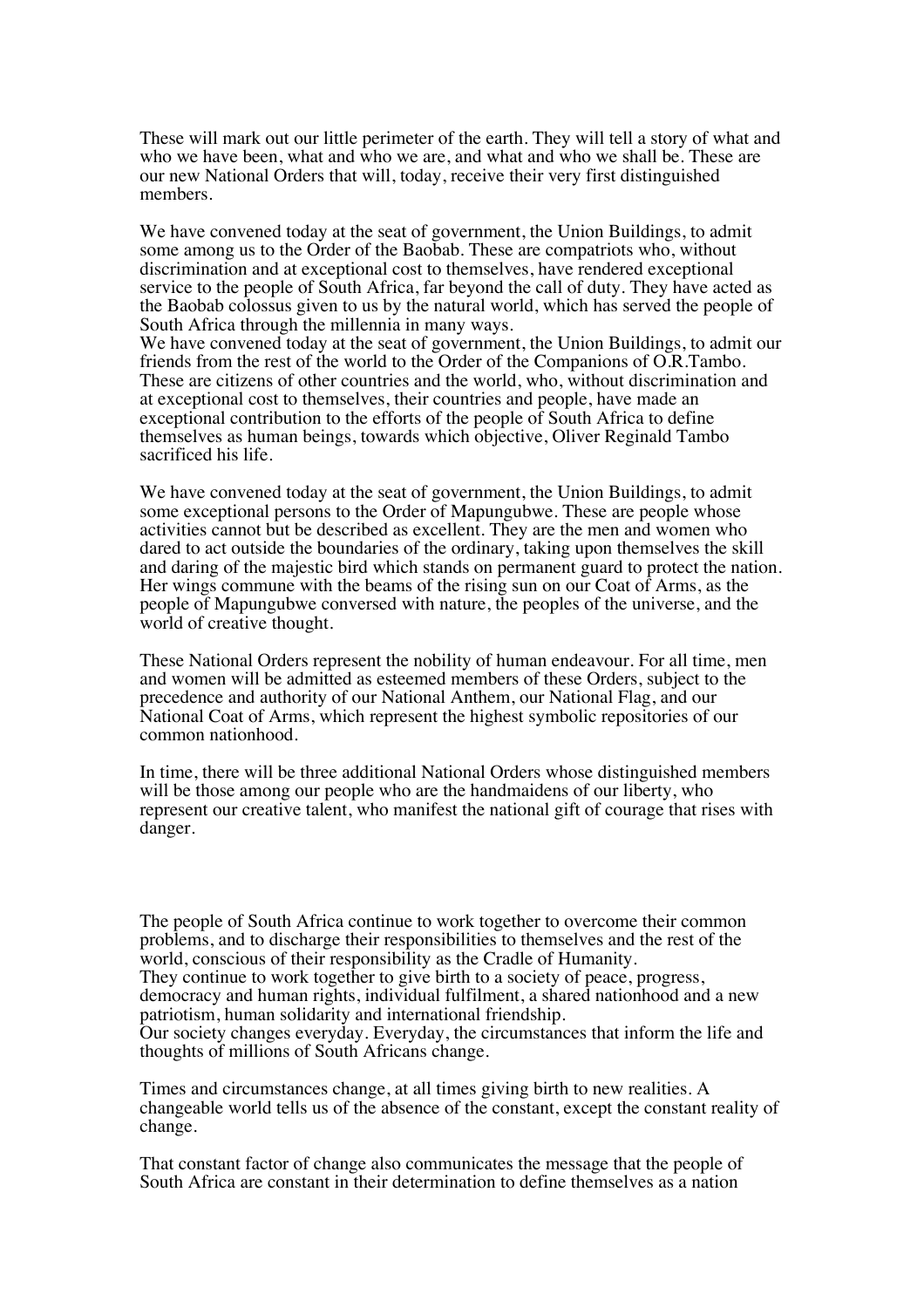These will mark out our little perimeter of the earth. They will tell a story of what and who we have been, what and who we are, and what and who we shall be. These are our new National Orders that will, today, receive their very first distinguished members.

We have convened today at the seat of government, the Union Buildings, to admit some among us to the Order of the Baobab. These are compatriots who, without discrimination and at exceptional cost to themselves, have rendered exceptional service to the people of South Africa, far beyond the call of duty. They have acted as the Baobab colossus given to us by the natural world, which has served the people of South Africa through the millennia in many ways.
We have convened today at the seat of government, the Union Buildings, to admit our friends from the rest of the world to the Order of the Companions of O.R.Tambo. These are citizens of other countries and the world, who, without discrimination and at exceptional cost to themselves, their countries and people, have made an exceptional contribution to the efforts of the people of South Africa to define themselves as human beings, towards which objective, Oliver Reginald Tambo sacrificed his life.

We have convened today at the seat of government, the Union Buildings, to admit some exceptional persons to the Order of Mapungubwe. These are people whose activities cannot but be described as excellent. They are the men and women who dared to act outside the boundaries of the ordinary, taking upon themselves the skill and daring of the majestic bird which stands on permanent guard to protect the nation. Her wings commune with the beams of the rising sun on our Coat of Arms, as the people of Mapungubwe conversed with nature, the peoples of the universe, and the world of creative thought.

These National Orders represent the nobility of human endeavour. For all time, men and women will be admitted as esteemed members of these Orders, subject to the precedence and authority of our National Anthem, our National Flag, and our National Coat of Arms, which represent the highest symbolic repositories of our common nationhood.

In time, there will be three additional National Orders whose distinguished members will be those among our people who are the handmaidens of our liberty, who represent our creative talent, who manifest the national gift of courage that rises with danger.

The people of South Africa continue to work together to overcome their common problems, and to discharge their responsibilities to themselves and the rest of the world, conscious of their responsibility as the Cradle of Humanity.
They continue to work together to give birth to a society of peace, progress, democracy and human rights, individual fulfilment, a shared nationhood and a new patriotism, human solidarity and international friendship.
Our society changes everyday. Everyday, the circumstances that inform the life and thoughts of millions of South Africans change.

Times and circumstances change, at all times giving birth to new realities. A changeable world tells us of the absence of the constant, except the constant reality of change.

That constant factor of change also communicates the message that the people of South Africa are constant in their determination to define themselves as a nation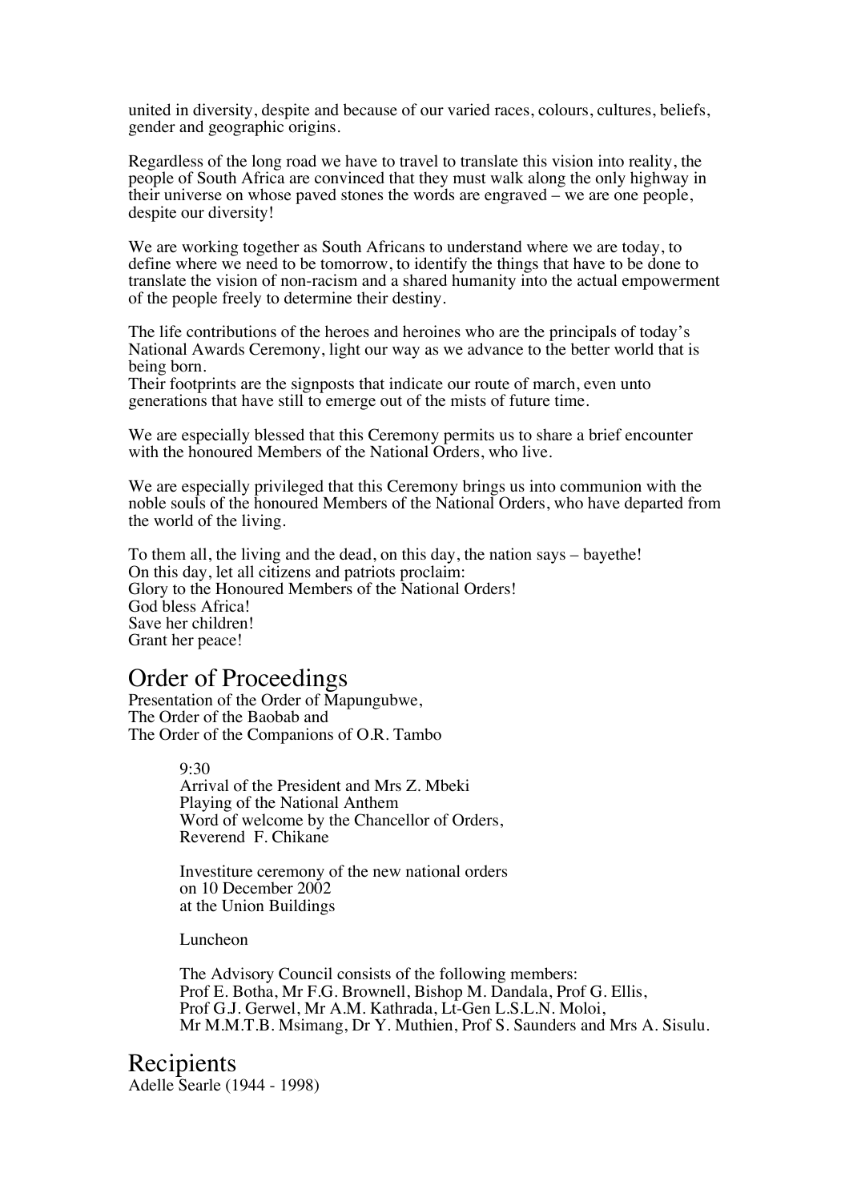united in diversity, despite and because of our varied races, colours, cultures, beliefs, gender and geographic origins.

Regardless of the long road we have to travel to translate this vision into reality, the people of South Africa are convinced that they must walk along the only highway in their universe on whose paved stones the words are engraved – we are one people, despite our diversity!

We are working together as South Africans to understand where we are today, to define where we need to be tomorrow, to identify the things that have to be done to translate the vision of non-racism and a shared humanity into the actual empowerment of the people freely to determine their destiny.

The life contributions of the heroes and heroines who are the principals of today's National Awards Ceremony, light our way as we advance to the better world that is being born.
Their footprints are the signposts that indicate our route of march, even unto generations that have still to emerge out of the mists of future time.

We are especially blessed that this Ceremony permits us to share a brief encounter with the honoured Members of the National Orders, who live.

We are especially privileged that this Ceremony brings us into communion with the noble souls of the honoured Members of the National Orders, who have departed from the world of the living.

To them all, the living and the dead, on this day, the nation says – bayethe!
On this day, let all citizens and patriots proclaim:
Glory to the Honoured Members of the National Orders!
God bless Africa!
Save her children!
Grant her peace!

## Order of Proceedings

Presentation of the Order of Mapungubwe,
The Order of the Baobab and
The Order of the Companions of O.R. Tambo

9:30
Arrival of the President and Mrs Z. Mbeki
Playing of the National Anthem
Word of welcome by the Chancellor of Orders,
Reverend F. Chikane

Investiture ceremony of the new national orders
on 10 December 2002
at the Union Buildings

Luncheon

The Advisory Council consists of the following members:
Prof E. Botha, Mr F.G. Brownell, Bishop M. Dandala, Prof G. Ellis,
Prof G.J. Gerwel, Mr A.M. Kathrada, Lt-Gen L.S.L.N. Moloi,
Mr M.M.T.B. Msimang, Dr Y. Muthien, Prof S. Saunders and Mrs A. Sisulu.

## Recipients

Adelle Searle (1944 - 1998)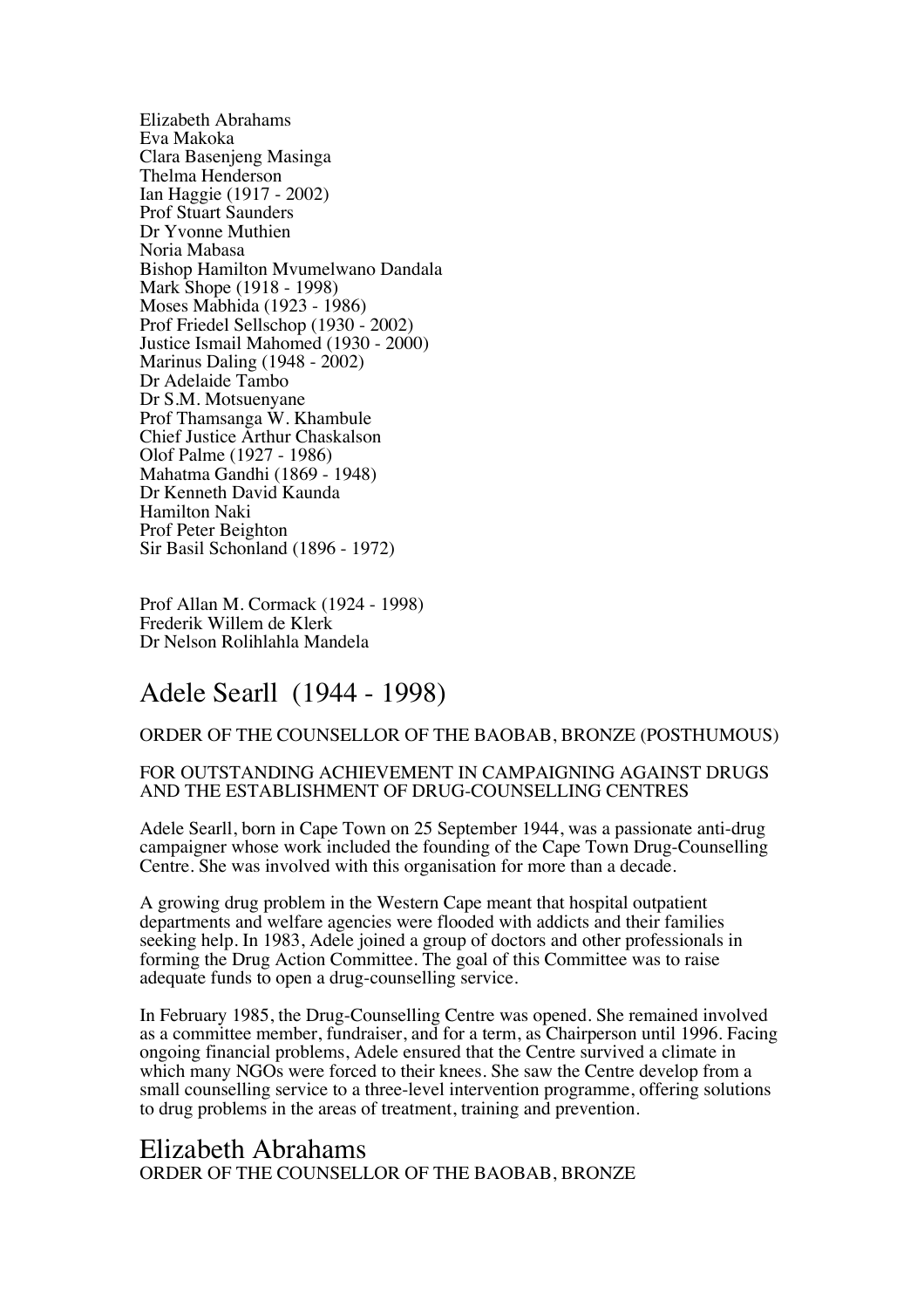Elizabeth Abrahams
Eva Makoka
Clara Basenjeng Masinga
Thelma Henderson
Ian Haggie (1917 - 2002)
Prof Stuart Saunders
Dr Yvonne Muthien
Noria Mabasa
Bishop Hamilton Mvumelwano Dandala
Mark Shope (1918 - 1998)
Moses Mabhida (1923 - 1986)
Prof Friedel Sellschop (1930 - 2002)
Justice Ismail Mahomed (1930 - 2000)
Marinus Daling (1948 - 2002)
Dr Adelaide Tambo
Dr S.M. Motsuenyane
Prof Thamsanga W. Khambule
Chief Justice Arthur Chaskalson
Olof Palme (1927 - 1986)
Mahatma Gandhi (1869 - 1948)
Dr Kenneth David Kaunda
Hamilton Naki
Prof Peter Beighton
Sir Basil Schonland (1896 - 1972)

Prof Allan M. Cormack (1924 - 1998)
Frederik Willem de Klerk
Dr Nelson Rolihlahla Mandela

# Adele Searll (1944 - 1998)

ORDER OF THE COUNSELLOR OF THE BAOBAB, BRONZE (POSTHUMOUS)

FOR OUTSTANDING ACHIEVEMENT IN CAMPAIGNING AGAINST DRUGS AND THE ESTABLISHMENT OF DRUG-COUNSELLING CENTRES

Adele Searll, born in Cape Town on 25 September 1944, was a passionate anti-drug campaigner whose work included the founding of the Cape Town Drug-Counselling Centre. She was involved with this organisation for more than a decade.

A growing drug problem in the Western Cape meant that hospital outpatient departments and welfare agencies were flooded with addicts and their families seeking help. In 1983, Adele joined a group of doctors and other professionals in forming the Drug Action Committee. The goal of this Committee was to raise adequate funds to open a drug-counselling service.

In February 1985, the Drug-Counselling Centre was opened. She remained involved as a committee member, fundraiser, and for a term, as Chairperson until 1996. Facing ongoing financial problems, Adele ensured that the Centre survived a climate in which many NGOs were forced to their knees. She saw the Centre develop from a small counselling service to a three-level intervention programme, offering solutions to drug problems in the areas of treatment, training and prevention.

# Elizabeth Abrahams

ORDER OF THE COUNSELLOR OF THE BAOBAB, BRONZE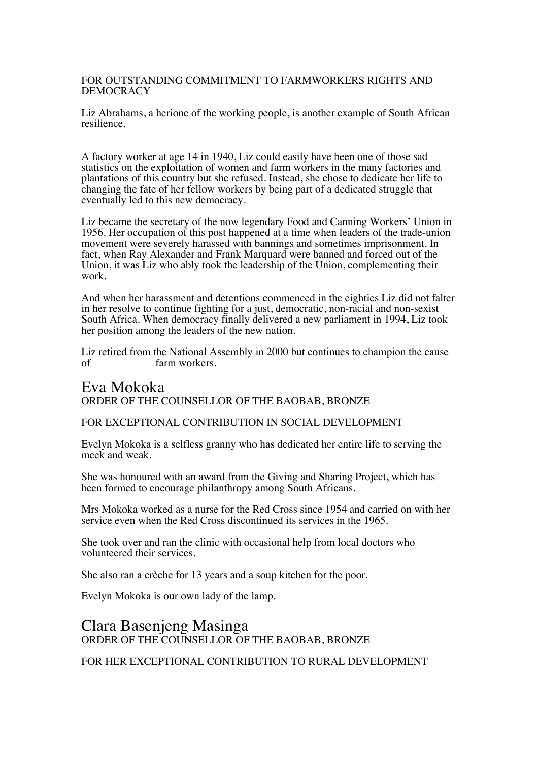FOR OUTSTANDING COMMITMENT TO FARMWORKERS RIGHTS AND DEMOCRACY

Liz Abrahams, a herione of the working people, is another example of South African resilience.

A factory worker at age 14 in 1940, Liz could easily have been one of those sad statistics on the exploitation of women and farm workers in the many factories and plantations of this country but she refused. Instead, she chose to dedicate her life to changing the fate of her fellow workers by being part of a dedicated struggle that eventually led to this new democracy.

Liz became the secretary of the now legendary Food and Canning Workers' Union in 1956. Her occupation of this post happened at a time when leaders of the trade-union movement were severely harassed with bannings and sometimes imprisonment. In fact, when Ray Alexander and Frank Marquard were banned and forced out of the Union, it was Liz who ably took the leadership of the Union, complementing their work.

And when her harassment and detentions commenced in the eighties Liz did not falter in her resolve to continue fighting for a just, democratic, non-racial and non-sexist South Africa. When democracy finally delivered a new parliament in 1994, Liz took her position among the leaders of the new nation.

Liz retired from the National Assembly in 2000 but continues to champion the cause of farm workers.

## Eva Mokoka

ORDER OF THE COUNSELLOR OF THE BAOBAB, BRONZE

FOR EXCEPTIONAL CONTRIBUTION IN SOCIAL DEVELOPMENT

Evelyn Mokoka is a selfless granny who has dedicated her entire life to serving the meek and weak.

She was honoured with an award from the Giving and Sharing Project, which has been formed to encourage philanthropy among South Africans.

Mrs Mokoka worked as a nurse for the Red Cross since 1954 and carried on with her service even when the Red Cross discontinued its services in the 1965.

She took over and ran the clinic with occasional help from local doctors who volunteered their services.

She also ran a crèche for 13 years and a soup kitchen for the poor.

Evelyn Mokoka is our own lady of the lamp.

## Clara Basenjeng Masinga

ORDER OF THE COUNSELLOR OF THE BAOBAB, BRONZE

FOR HER EXCEPTIONAL CONTRIBUTION TO RURAL DEVELOPMENT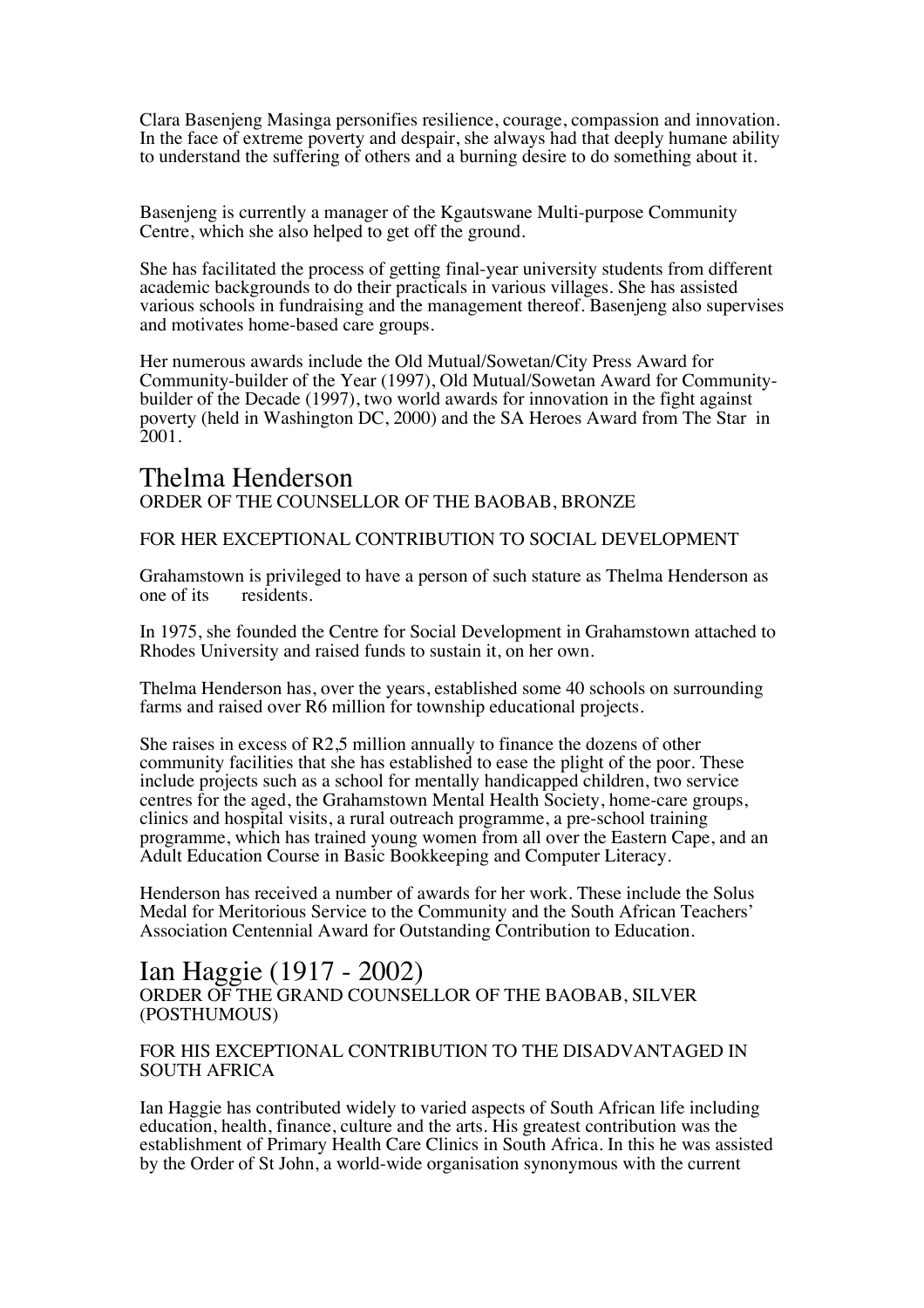Clara Basenjeng Masinga personifies resilience, courage, compassion and innovation. In the face of extreme poverty and despair, she always had that deeply humane ability to understand the suffering of others and a burning desire to do something about it.

Basenjeng is currently a manager of the Kgautswane Multi-purpose Community Centre, which she also helped to get off the ground.

She has facilitated the process of getting final-year university students from different academic backgrounds to do their practicals in various villages. She has assisted various schools in fundraising and the management thereof. Basenjeng also supervises and motivates home-based care groups.

Her numerous awards include the Old Mutual/Sowetan/City Press Award for Community-builder of the Year (1997), Old Mutual/Sowetan Award for Community-builder of the Decade (1997), two world awards for innovation in the fight against poverty (held in Washington DC, 2000) and the SA Heroes Award from The Star in 2001.

## Thelma Henderson

ORDER OF THE COUNSELLOR OF THE BAOBAB, BRONZE

FOR HER EXCEPTIONAL CONTRIBUTION TO SOCIAL DEVELOPMENT

Grahamstown is privileged to have a person of such stature as Thelma Henderson as one of its residents.

In 1975, she founded the Centre for Social Development in Grahamstown attached to Rhodes University and raised funds to sustain it, on her own.

Thelma Henderson has, over the years, established some 40 schools on surrounding farms and raised over R6 million for township educational projects.

She raises in excess of R2,5 million annually to finance the dozens of other community facilities that she has established to ease the plight of the poor. These include projects such as a school for mentally handicapped children, two service centres for the aged, the Grahamstown Mental Health Society, home-care groups, clinics and hospital visits, a rural outreach programme, a pre-school training programme, which has trained young women from all over the Eastern Cape, and an Adult Education Course in Basic Bookkeeping and Computer Literacy.

Henderson has received a number of awards for her work. These include the Solus Medal for Meritorious Service to the Community and the South African Teachers' Association Centennial Award for Outstanding Contribution to Education.

## Ian Haggie (1917 - 2002)

ORDER OF THE GRAND COUNSELLOR OF THE BAOBAB, SILVER (POSTHUMOUS)

FOR HIS EXCEPTIONAL CONTRIBUTION TO THE DISADVANTAGED IN SOUTH AFRICA

Ian Haggie has contributed widely to varied aspects of South African life including education, health, finance, culture and the arts. His greatest contribution was the establishment of Primary Health Care Clinics in South Africa. In this he was assisted by the Order of St John, a world-wide organisation synonymous with the current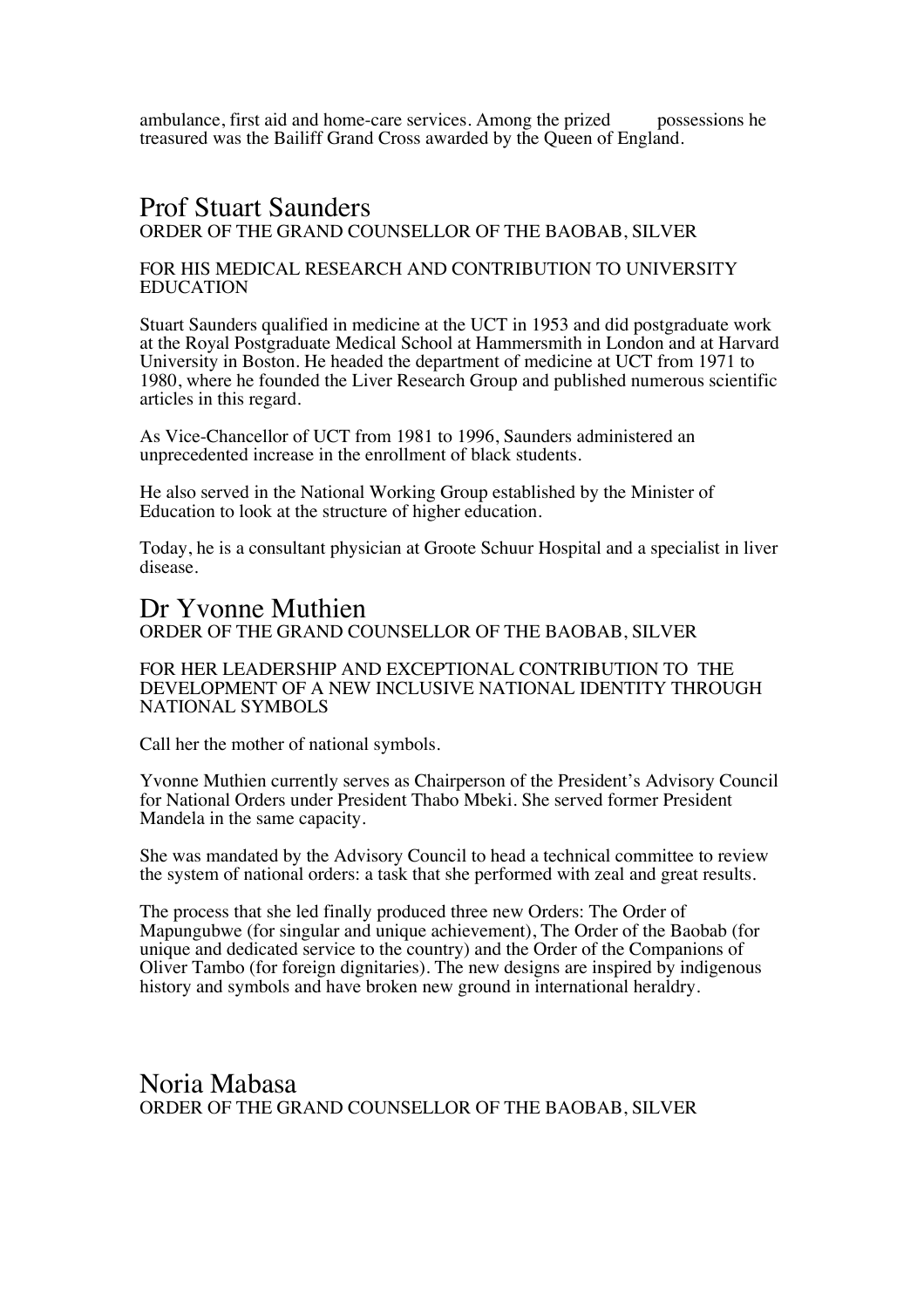ambulance, first aid and home-care services. Among the prized possessions he treasured was the Bailiff Grand Cross awarded by the Queen of England.

## Prof Stuart Saunders

ORDER OF THE GRAND COUNSELLOR OF THE BAOBAB, SILVER

FOR HIS MEDICAL RESEARCH AND CONTRIBUTION TO UNIVERSITY EDUCATION

Stuart Saunders qualified in medicine at the UCT in 1953 and did postgraduate work at the Royal Postgraduate Medical School at Hammersmith in London and at Harvard University in Boston. He headed the department of medicine at UCT from 1971 to 1980, where he founded the Liver Research Group and published numerous scientific articles in this regard.

As Vice-Chancellor of UCT from 1981 to 1996, Saunders administered an unprecedented increase in the enrollment of black students.

He also served in the National Working Group established by the Minister of Education to look at the structure of higher education.

Today, he is a consultant physician at Groote Schuur Hospital and a specialist in liver disease.

## Dr Yvonne Muthien

ORDER OF THE GRAND COUNSELLOR OF THE BAOBAB, SILVER

FOR HER LEADERSHIP AND EXCEPTIONAL CONTRIBUTION TO THE DEVELOPMENT OF A NEW INCLUSIVE NATIONAL IDENTITY THROUGH NATIONAL SYMBOLS

Call her the mother of national symbols.

Yvonne Muthien currently serves as Chairperson of the President's Advisory Council for National Orders under President Thabo Mbeki. She served former President Mandela in the same capacity.

She was mandated by the Advisory Council to head a technical committee to review the system of national orders: a task that she performed with zeal and great results.

The process that she led finally produced three new Orders: The Order of Mapungubwe (for singular and unique achievement), The Order of the Baobab (for unique and dedicated service to the country) and the Order of the Companions of Oliver Tambo (for foreign dignitaries). The new designs are inspired by indigenous history and symbols and have broken new ground in international heraldry.

## Noria Mabasa

ORDER OF THE GRAND COUNSELLOR OF THE BAOBAB, SILVER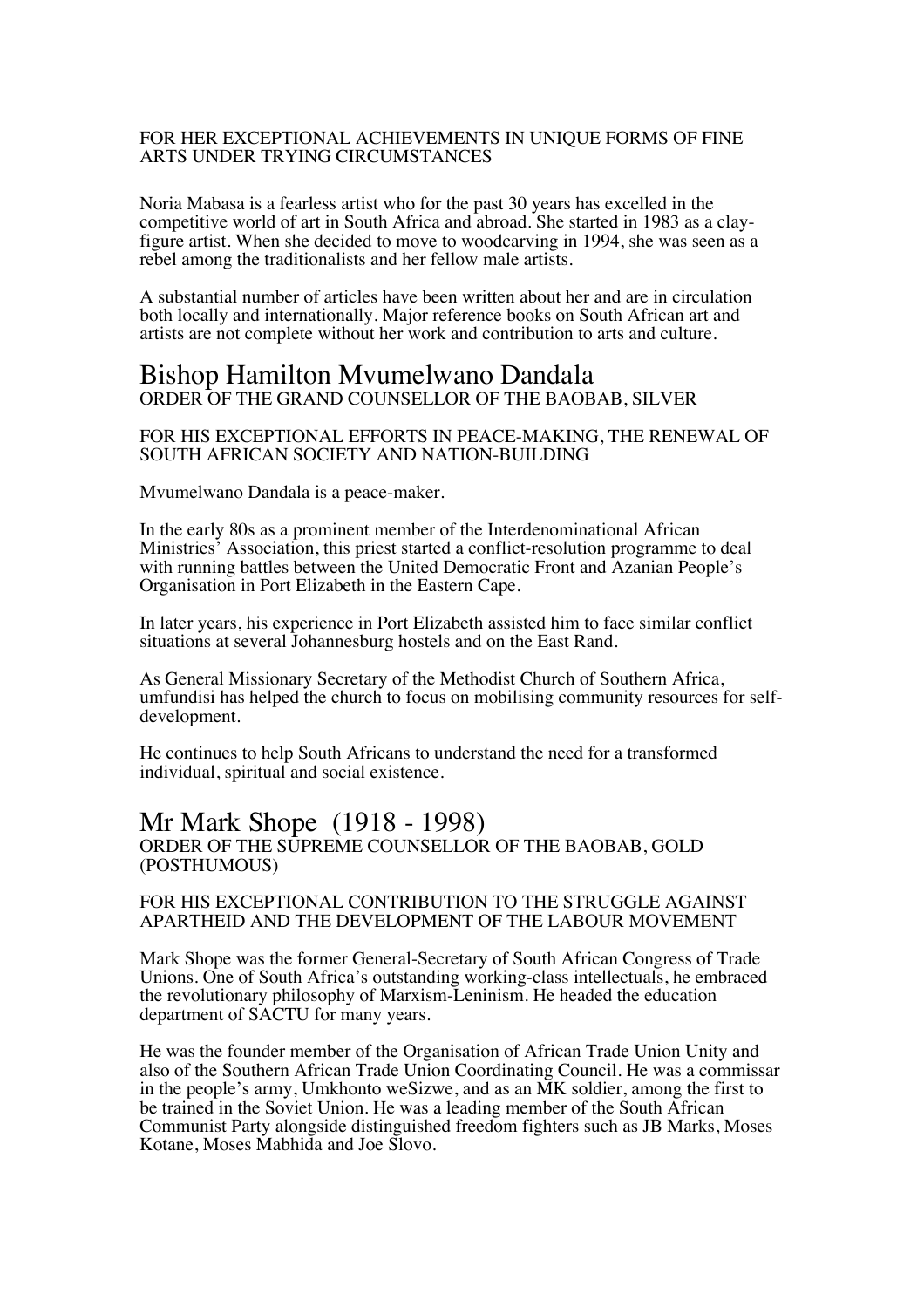FOR HER EXCEPTIONAL ACHIEVEMENTS IN UNIQUE FORMS OF FINE ARTS UNDER TRYING CIRCUMSTANCES

Noria Mabasa is a fearless artist who for the past 30 years has excelled in the competitive world of art in South Africa and abroad. She started in 1983 as a clay-figure artist. When she decided to move to woodcarving in 1994, she was seen as a rebel among the traditionalists and her fellow male artists.

A substantial number of articles have been written about her and are in circulation both locally and internationally. Major reference books on South African art and artists are not complete without her work and contribution to arts and culture.

## Bishop Hamilton Mvumelwano Dandala

ORDER OF THE GRAND COUNSELLOR OF THE BAOBAB, SILVER

FOR HIS EXCEPTIONAL EFFORTS IN PEACE-MAKING, THE RENEWAL OF SOUTH AFRICAN SOCIETY AND NATION-BUILDING

Mvumelwano Dandala is a peace-maker.

In the early 80s as a prominent member of the Interdenominational African Ministries' Association, this priest started a conflict-resolution programme to deal with running battles between the United Democratic Front and Azanian People's Organisation in Port Elizabeth in the Eastern Cape.

In later years, his experience in Port Elizabeth assisted him to face similar conflict situations at several Johannesburg hostels and on the East Rand.

As General Missionary Secretary of the Methodist Church of Southern Africa, umfundisi has helped the church to focus on mobilising community resources for self-development.

He continues to help South Africans to understand the need for a transformed individual, spiritual and social existence.

## Mr Mark Shope (1918 - 1998)

ORDER OF THE SUPREME COUNSELLOR OF THE BAOBAB, GOLD (POSTHUMOUS)

FOR HIS EXCEPTIONAL CONTRIBUTION TO THE STRUGGLE AGAINST APARTHEID AND THE DEVELOPMENT OF THE LABOUR MOVEMENT

Mark Shope was the former General-Secretary of South African Congress of Trade Unions. One of South Africa's outstanding working-class intellectuals, he embraced the revolutionary philosophy of Marxism-Leninism. He headed the education department of SACTU for many years.

He was the founder member of the Organisation of African Trade Union Unity and also of the Southern African Trade Union Coordinating Council. He was a commissar in the people's army, Umkhonto weSizwe, and as an MK soldier, among the first to be trained in the Soviet Union. He was a leading member of the South African Communist Party alongside distinguished freedom fighters such as JB Marks, Moses Kotane, Moses Mabhida and Joe Slovo.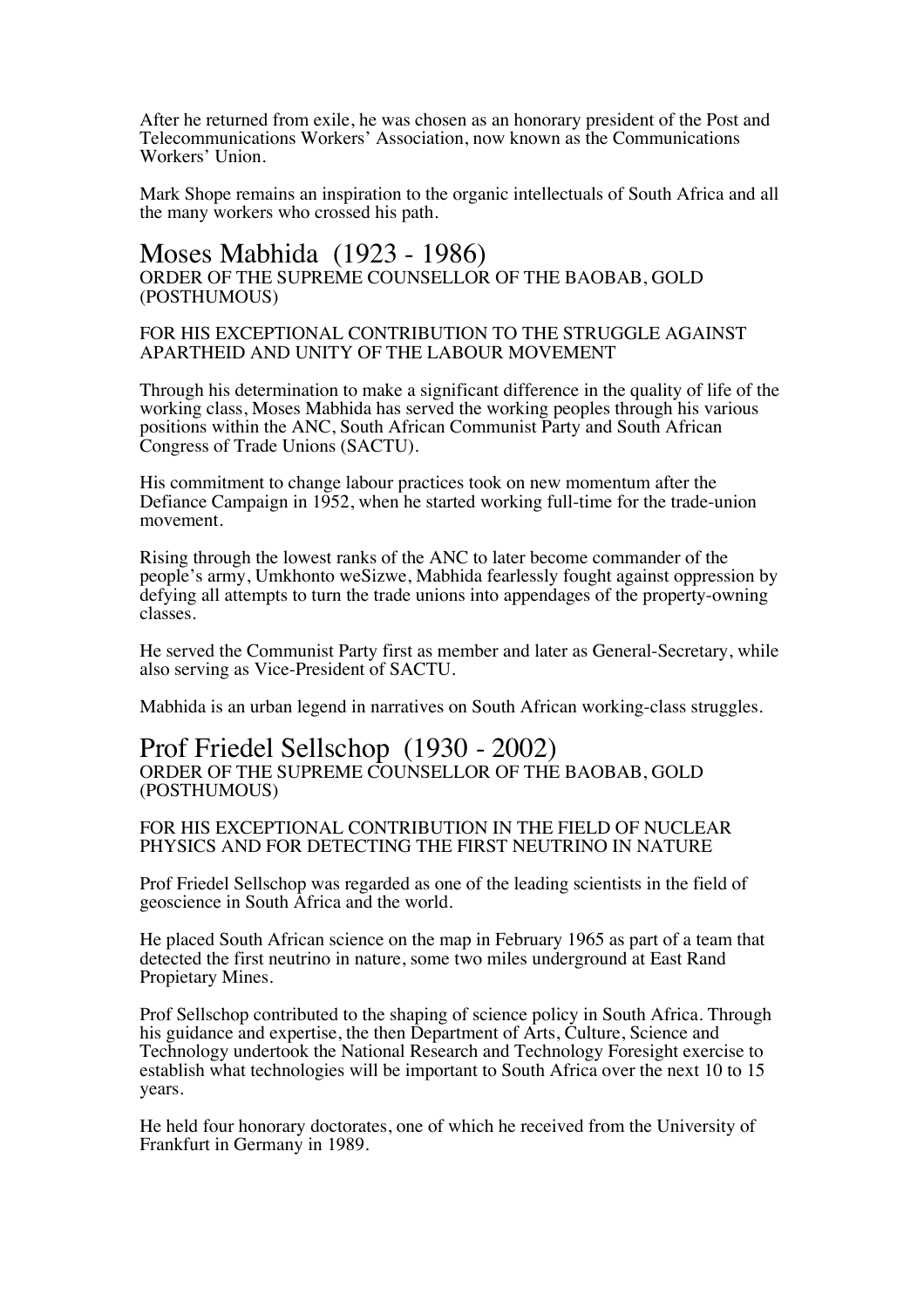After he returned from exile, he was chosen as an honorary president of the Post and Telecommunications Workers' Association, now known as the Communications Workers' Union.

Mark Shope remains an inspiration to the organic intellectuals of South Africa and all the many workers who crossed his path.

## Moses Mabhida (1923 - 1986)

ORDER OF THE SUPREME COUNSELLOR OF THE BAOBAB, GOLD (POSTHUMOUS)

FOR HIS EXCEPTIONAL CONTRIBUTION TO THE STRUGGLE AGAINST APARTHEID AND UNITY OF THE LABOUR MOVEMENT

Through his determination to make a significant difference in the quality of life of the working class, Moses Mabhida has served the working peoples through his various positions within the ANC, South African Communist Party and South African Congress of Trade Unions (SACTU).

His commitment to change labour practices took on new momentum after the Defiance Campaign in 1952, when he started working full-time for the trade-union movement.

Rising through the lowest ranks of the ANC to later become commander of the people's army, Umkhonto weSizwe, Mabhida fearlessly fought against oppression by defying all attempts to turn the trade unions into appendages of the property-owning classes.

He served the Communist Party first as member and later as General-Secretary, while also serving as Vice-President of SACTU.

Mabhida is an urban legend in narratives on South African working-class struggles.

## Prof Friedel Sellschop (1930 - 2002)

ORDER OF THE SUPREME COUNSELLOR OF THE BAOBAB, GOLD (POSTHUMOUS)

FOR HIS EXCEPTIONAL CONTRIBUTION IN THE FIELD OF NUCLEAR PHYSICS AND FOR DETECTING THE FIRST NEUTRINO IN NATURE

Prof Friedel Sellschop was regarded as one of the leading scientists in the field of geoscience in South Africa and the world.

He placed South African science on the map in February 1965 as part of a team that detected the first neutrino in nature, some two miles underground at East Rand Propietary Mines.

Prof Sellschop contributed to the shaping of science policy in South Africa. Through his guidance and expertise, the then Department of Arts, Culture, Science and Technology undertook the National Research and Technology Foresight exercise to establish what technologies will be important to South Africa over the next 10 to 15 years.

He held four honorary doctorates, one of which he received from the University of Frankfurt in Germany in 1989.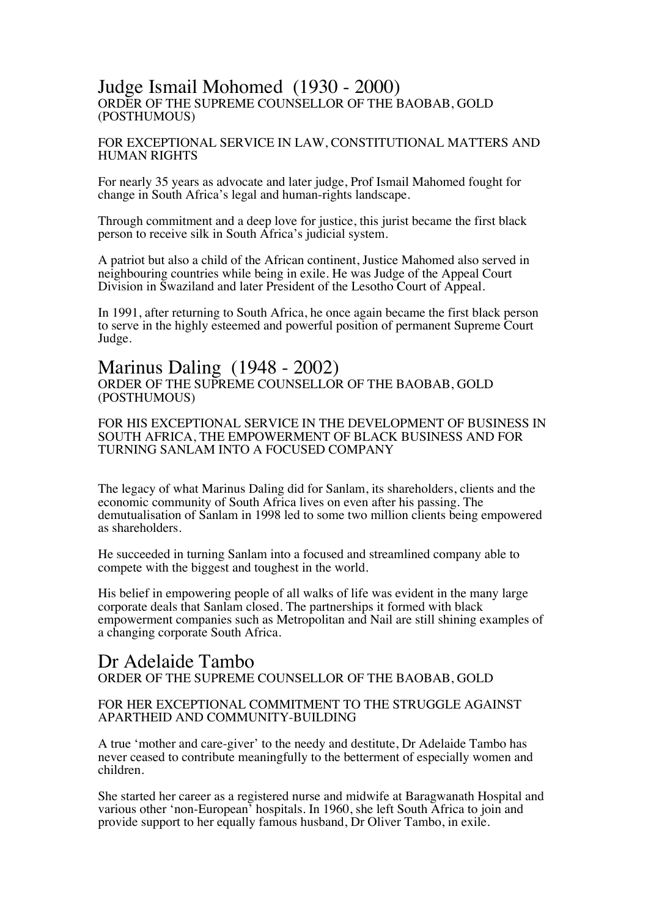## Judge Ismail Mohomed (1930 - 2000)

ORDER OF THE SUPREME COUNSELLOR OF THE BAOBAB, GOLD (POSTHUMOUS)

FOR EXCEPTIONAL SERVICE IN LAW, CONSTITUTIONAL MATTERS AND HUMAN RIGHTS

For nearly 35 years as advocate and later judge, Prof Ismail Mahomed fought for change in South Africa's legal and human-rights landscape.

Through commitment and a deep love for justice, this jurist became the first black person to receive silk in South Africa's judicial system.

A patriot but also a child of the African continent, Justice Mahomed also served in neighbouring countries while being in exile. He was Judge of the Appeal Court Division in Swaziland and later President of the Lesotho Court of Appeal.

In 1991, after returning to South Africa, he once again became the first black person to serve in the highly esteemed and powerful position of permanent Supreme Court Judge.

## Marinus Daling (1948 - 2002)

ORDER OF THE SUPREME COUNSELLOR OF THE BAOBAB, GOLD (POSTHUMOUS)

FOR HIS EXCEPTIONAL SERVICE IN THE DEVELOPMENT OF BUSINESS IN SOUTH AFRICA, THE EMPOWERMENT OF BLACK BUSINESS AND FOR TURNING SANLAM INTO A FOCUSED COMPANY

The legacy of what Marinus Daling did for Sanlam, its shareholders, clients and the economic community of South Africa lives on even after his passing. The demutualisation of Sanlam in 1998 led to some two million clients being empowered as shareholders.

He succeeded in turning Sanlam into a focused and streamlined company able to compete with the biggest and toughest in the world.

His belief in empowering people of all walks of life was evident in the many large corporate deals that Sanlam closed. The partnerships it formed with black empowerment companies such as Metropolitan and Nail are still shining examples of a changing corporate South Africa.

## Dr Adelaide Tambo

ORDER OF THE SUPREME COUNSELLOR OF THE BAOBAB, GOLD

FOR HER EXCEPTIONAL COMMITMENT TO THE STRUGGLE AGAINST APARTHEID AND COMMUNITY-BUILDING

A true 'mother and care-giver' to the needy and destitute, Dr Adelaide Tambo has never ceased to contribute meaningfully to the betterment of especially women and children.

She started her career as a registered nurse and midwife at Baragwanath Hospital and various other 'non-European' hospitals. In 1960, she left South Africa to join and provide support to her equally famous husband, Dr Oliver Tambo, in exile.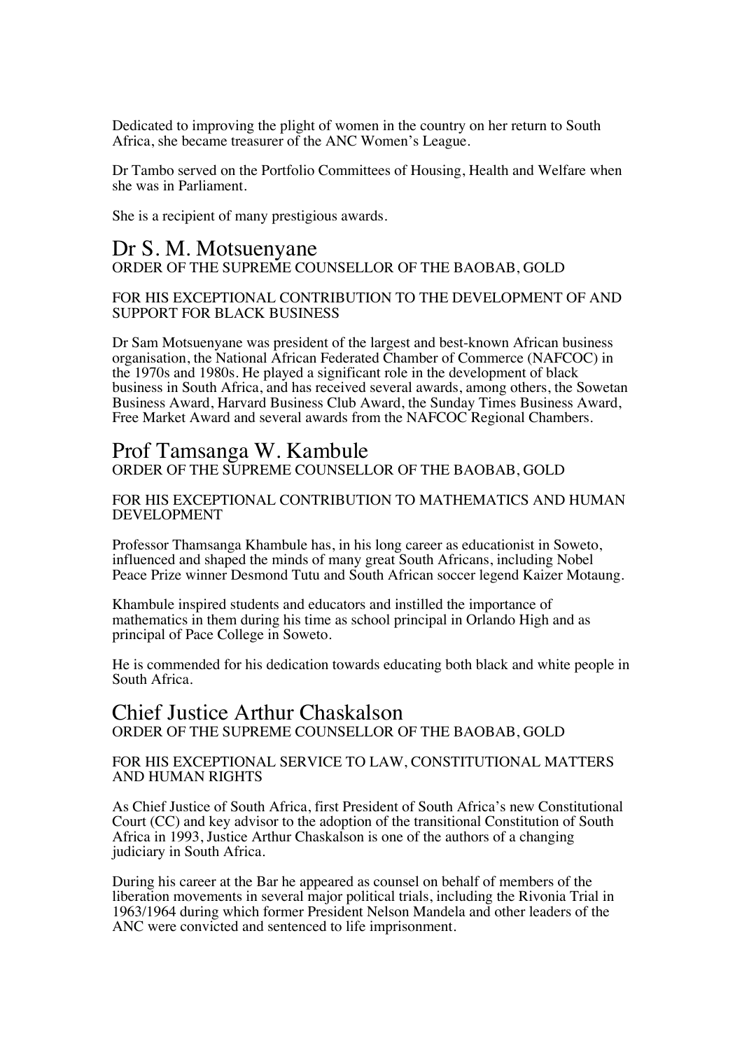Dedicated to improving the plight of women in the country on her return to South Africa, she became treasurer of the ANC Women's League.

Dr Tambo served on the Portfolio Committees of Housing, Health and Welfare when she was in Parliament.

She is a recipient of many prestigious awards.

## Dr S. M. Motsuenyane

ORDER OF THE SUPREME COUNSELLOR OF THE BAOBAB, GOLD

FOR HIS EXCEPTIONAL CONTRIBUTION TO THE DEVELOPMENT OF AND SUPPORT FOR BLACK BUSINESS

Dr Sam Motsuenyane was president of the largest and best-known African business organisation, the National African Federated Chamber of Commerce (NAFCOC) in the 1970s and 1980s. He played a significant role in the development of black business in South Africa, and has received several awards, among others, the Sowetan Business Award, Harvard Business Club Award, the Sunday Times Business Award, Free Market Award and several awards from the NAFCOC Regional Chambers.

## Prof Tamsanga W. Kambule

ORDER OF THE SUPREME COUNSELLOR OF THE BAOBAB, GOLD

FOR HIS EXCEPTIONAL CONTRIBUTION TO MATHEMATICS AND HUMAN DEVELOPMENT

Professor Thamsanga Khambule has, in his long career as educationist in Soweto, influenced and shaped the minds of many great South Africans, including Nobel Peace Prize winner Desmond Tutu and South African soccer legend Kaizer Motaung.

Khambule inspired students and educators and instilled the importance of mathematics in them during his time as school principal in Orlando High and as principal of Pace College in Soweto.

He is commended for his dedication towards educating both black and white people in South Africa.

## Chief Justice Arthur Chaskalson

ORDER OF THE SUPREME COUNSELLOR OF THE BAOBAB, GOLD

FOR HIS EXCEPTIONAL SERVICE TO LAW, CONSTITUTIONAL MATTERS AND HUMAN RIGHTS

As Chief Justice of South Africa, first President of South Africa's new Constitutional Court (CC) and key advisor to the adoption of the transitional Constitution of South Africa in 1993, Justice Arthur Chaskalson is one of the authors of a changing judiciary in South Africa.

During his career at the Bar he appeared as counsel on behalf of members of the liberation movements in several major political trials, including the Rivonia Trial in 1963/1964 during which former President Nelson Mandela and other leaders of the ANC were convicted and sentenced to life imprisonment.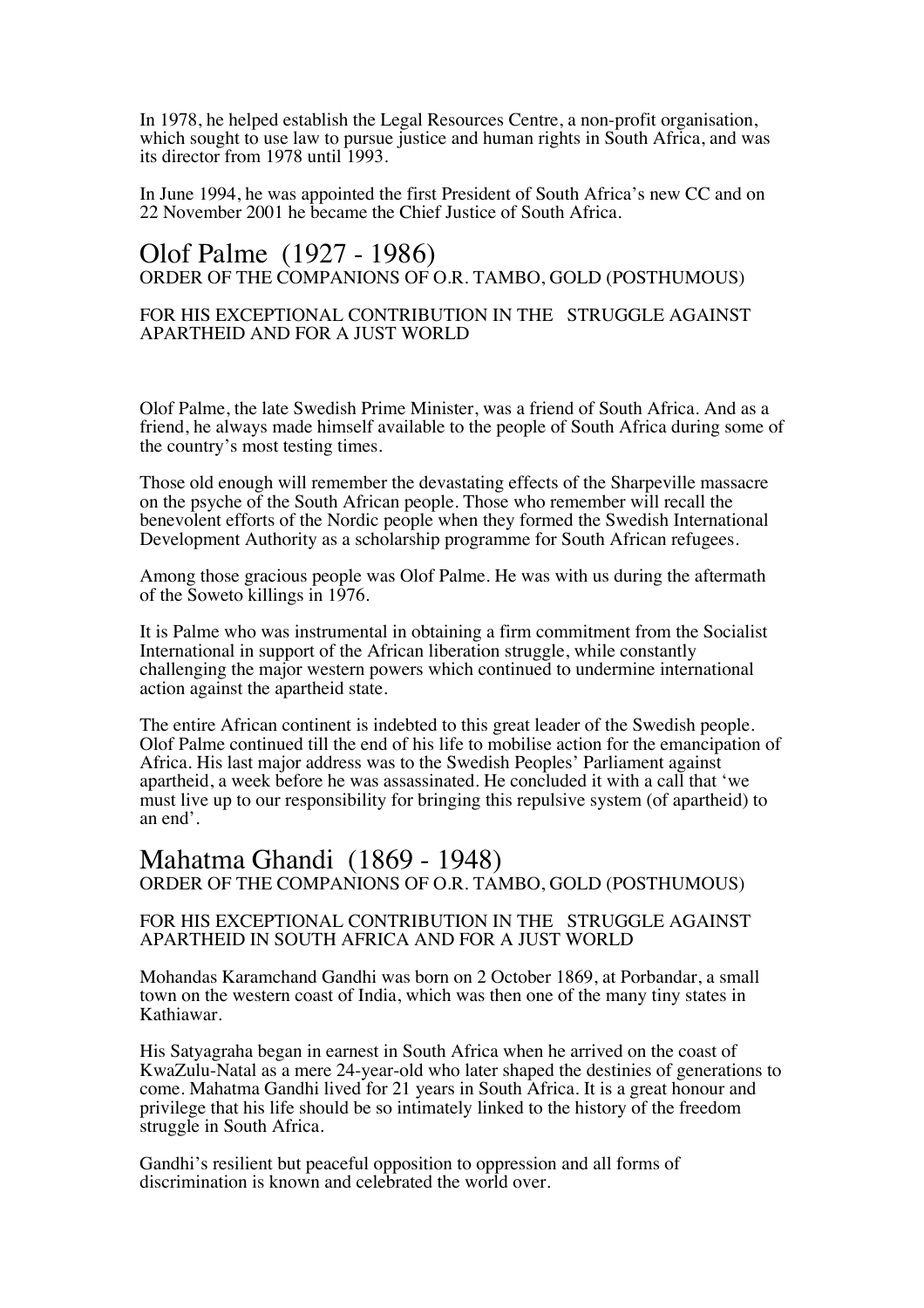In 1978, he helped establish the Legal Resources Centre, a non-profit organisation, which sought to use law to pursue justice and human rights in South Africa, and was its director from 1978 until 1993.

In June 1994, he was appointed the first President of South Africa's new CC and on 22 November 2001 he became the Chief Justice of South Africa.

## Olof Palme (1927 - 1986)

ORDER OF THE COMPANIONS OF O.R. TAMBO, GOLD (POSTHUMOUS)

FOR HIS EXCEPTIONAL CONTRIBUTION IN THE STRUGGLE AGAINST APARTHEID AND FOR A JUST WORLD

Olof Palme, the late Swedish Prime Minister, was a friend of South Africa. And as a friend, he always made himself available to the people of South Africa during some of the country's most testing times.

Those old enough will remember the devastating effects of the Sharpeville massacre on the psyche of the South African people. Those who remember will recall the benevolent efforts of the Nordic people when they formed the Swedish International Development Authority as a scholarship programme for South African refugees.

Among those gracious people was Olof Palme. He was with us during the aftermath of the Soweto killings in 1976.

It is Palme who was instrumental in obtaining a firm commitment from the Socialist International in support of the African liberation struggle, while constantly challenging the major western powers which continued to undermine international action against the apartheid state.

The entire African continent is indebted to this great leader of the Swedish people. Olof Palme continued till the end of his life to mobilise action for the emancipation of Africa. His last major address was to the Swedish Peoples' Parliament against apartheid, a week before he was assassinated. He concluded it with a call that 'we must live up to our responsibility for bringing this repulsive system (of apartheid) to an end'.

## Mahatma Ghandi (1869 - 1948)

ORDER OF THE COMPANIONS OF O.R. TAMBO, GOLD (POSTHUMOUS)

FOR HIS EXCEPTIONAL CONTRIBUTION IN THE STRUGGLE AGAINST APARTHEID IN SOUTH AFRICA AND FOR A JUST WORLD

Mohandas Karamchand Gandhi was born on 2 October 1869, at Porbandar, a small town on the western coast of India, which was then one of the many tiny states in Kathiawar.

His Satyagraha began in earnest in South Africa when he arrived on the coast of KwaZulu-Natal as a mere 24-year-old who later shaped the destinies of generations to come. Mahatma Gandhi lived for 21 years in South Africa. It is a great honour and privilege that his life should be so intimately linked to the history of the freedom struggle in South Africa.

Gandhi's resilient but peaceful opposition to oppression and all forms of discrimination is known and celebrated the world over.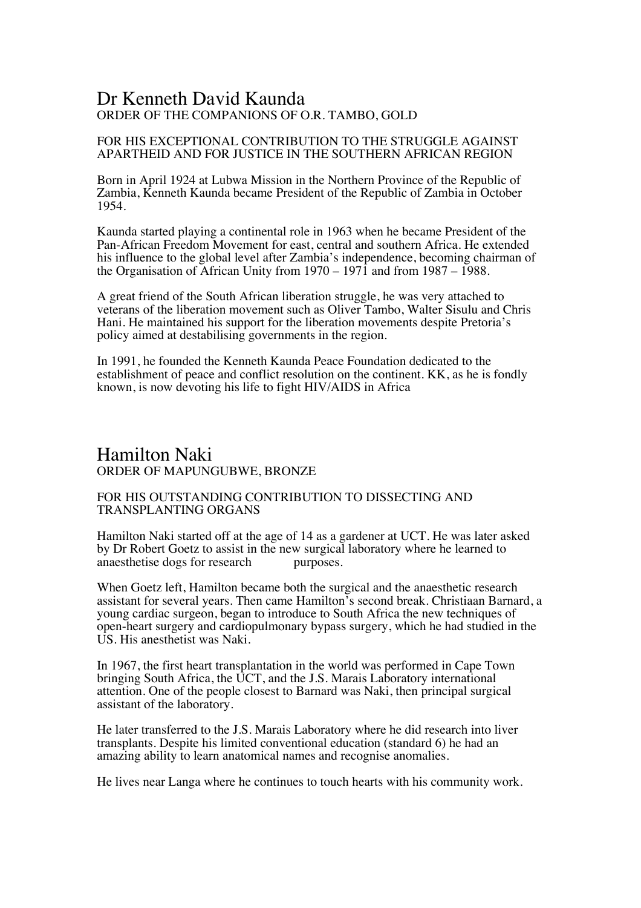# Dr Kenneth David Kaunda

ORDER OF THE COMPANIONS OF O.R. TAMBO, GOLD

FOR HIS EXCEPTIONAL CONTRIBUTION TO THE STRUGGLE AGAINST APARTHEID AND FOR JUSTICE IN THE SOUTHERN AFRICAN REGION

Born in April 1924 at Lubwa Mission in the Northern Province of the Republic of Zambia, Kenneth Kaunda became President of the Republic of Zambia in October 1954.

Kaunda started playing a continental role in 1963 when he became President of the Pan-African Freedom Movement for east, central and southern Africa. He extended his influence to the global level after Zambia's independence, becoming chairman of the Organisation of African Unity from 1970 – 1971 and from 1987 – 1988.

A great friend of the South African liberation struggle, he was very attached to veterans of the liberation movement such as Oliver Tambo, Walter Sisulu and Chris Hani. He maintained his support for the liberation movements despite Pretoria's policy aimed at destabilising governments in the region.

In 1991, he founded the Kenneth Kaunda Peace Foundation dedicated to the establishment of peace and conflict resolution on the continent. KK, as he is fondly known, is now devoting his life to fight HIV/AIDS in Africa

# Hamilton Naki

ORDER OF MAPUNGUBWE, BRONZE

FOR HIS OUTSTANDING CONTRIBUTION TO DISSECTING AND TRANSPLANTING ORGANS

Hamilton Naki started off at the age of 14 as a gardener at UCT. He was later asked by Dr Robert Goetz to assist in the new surgical laboratory where he learned to anaesthetise dogs for research purposes.

When Goetz left, Hamilton became both the surgical and the anaesthetic research assistant for several years. Then came Hamilton's second break. Christiaan Barnard, a young cardiac surgeon, began to introduce to South Africa the new techniques of open-heart surgery and cardiopulmonary bypass surgery, which he had studied in the US. His anesthetist was Naki.

In 1967, the first heart transplantation in the world was performed in Cape Town bringing South Africa, the UCT, and the J.S. Marais Laboratory international attention. One of the people closest to Barnard was Naki, then principal surgical assistant of the laboratory.

He later transferred to the J.S. Marais Laboratory where he did research into liver transplants. Despite his limited conventional education (standard 6) he had an amazing ability to learn anatomical names and recognise anomalies.

He lives near Langa where he continues to touch hearts with his community work.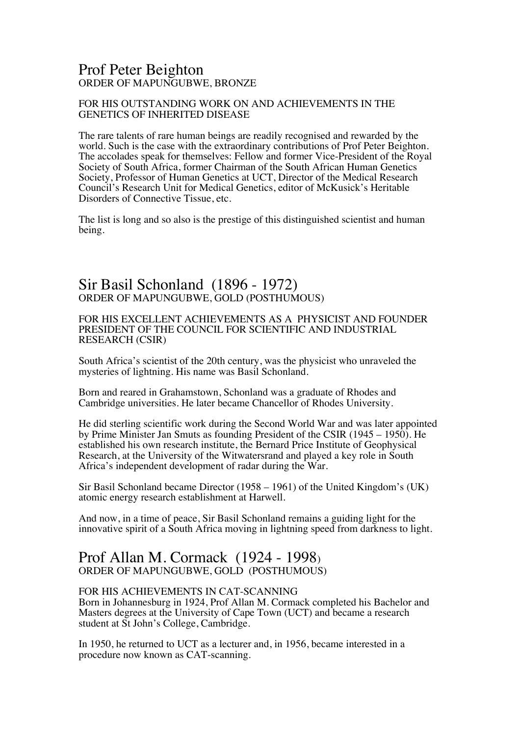## Prof Peter Beighton

ORDER OF MAPUNGUBWE, BRONZE

FOR HIS OUTSTANDING WORK ON AND ACHIEVEMENTS IN THE GENETICS OF INHERITED DISEASE

The rare talents of rare human beings are readily recognised and rewarded by the world. Such is the case with the extraordinary contributions of Prof Peter Beighton. The accolades speak for themselves: Fellow and former Vice-President of the Royal Society of South Africa, former Chairman of the South African Human Genetics Society, Professor of Human Genetics at UCT, Director of the Medical Research Council's Research Unit for Medical Genetics, editor of McKusick's Heritable Disorders of Connective Tissue, etc.

The list is long and so also is the prestige of this distinguished scientist and human being.

## Sir Basil Schonland (1896 - 1972)

ORDER OF MAPUNGUBWE, GOLD (POSTHUMOUS)

FOR HIS EXCELLENT ACHIEVEMENTS AS A PHYSICIST AND FOUNDER PRESIDENT OF THE COUNCIL FOR SCIENTIFIC AND INDUSTRIAL RESEARCH (CSIR)

South Africa's scientist of the 20th century, was the physicist who unraveled the mysteries of lightning. His name was Basil Schonland.

Born and reared in Grahamstown, Schonland was a graduate of Rhodes and Cambridge universities. He later became Chancellor of Rhodes University.

He did sterling scientific work during the Second World War and was later appointed by Prime Minister Jan Smuts as founding President of the CSIR (1945 – 1950). He established his own research institute, the Bernard Price Institute of Geophysical Research, at the University of the Witwatersrand and played a key role in South Africa's independent development of radar during the War.

Sir Basil Schonland became Director (1958 – 1961) of the United Kingdom's (UK) atomic energy research establishment at Harwell.

And now, in a time of peace, Sir Basil Schonland remains a guiding light for the innovative spirit of a South Africa moving in lightning speed from darkness to light.

## Prof Allan M. Cormack (1924 - 1998)

ORDER OF MAPUNGUBWE, GOLD (POSTHUMOUS)

FOR HIS ACHIEVEMENTS IN CAT-SCANNING

Born in Johannesburg in 1924, Prof Allan M. Cormack completed his Bachelor and Masters degrees at the University of Cape Town (UCT) and became a research student at St John's College, Cambridge.

In 1950, he returned to UCT as a lecturer and, in 1956, became interested in a procedure now known as CAT-scanning.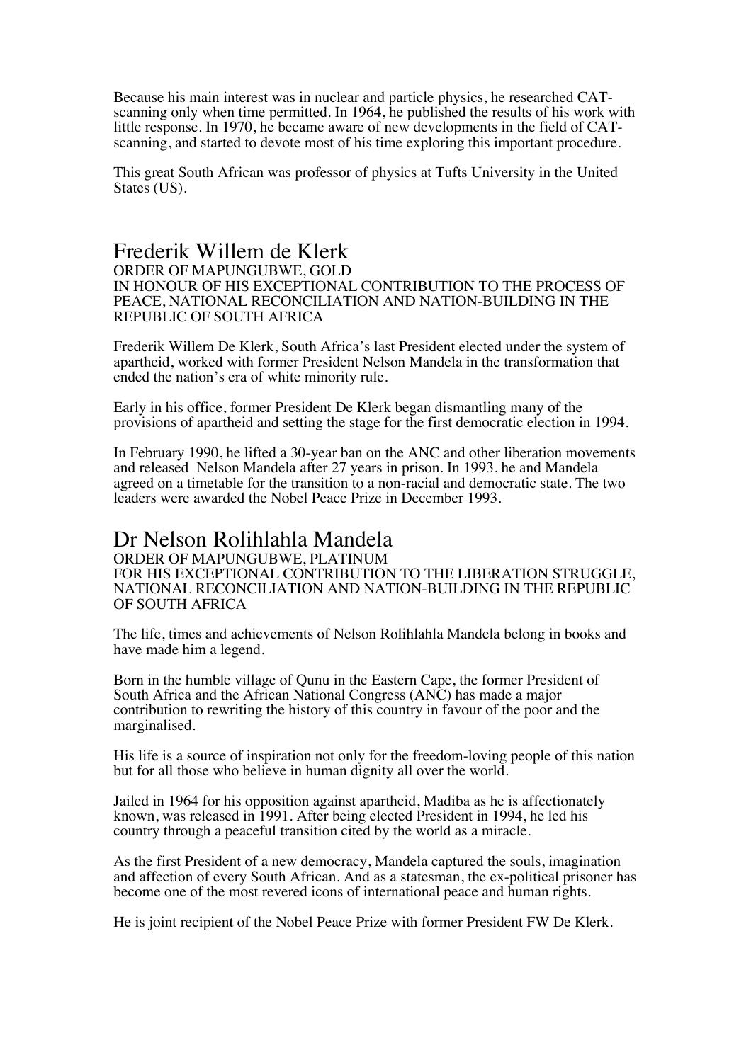Because his main interest was in nuclear and particle physics, he researched CAT-scanning only when time permitted. In 1964, he published the results of his work with little response. In 1970, he became aware of new developments in the field of CAT-scanning, and started to devote most of his time exploring this important procedure.

This great South African was professor of physics at Tufts University in the United States (US).

## Frederik Willem de Klerk

ORDER OF MAPUNGUBWE, GOLD
IN HONOUR OF HIS EXCEPTIONAL CONTRIBUTION TO THE PROCESS OF PEACE, NATIONAL RECONCILIATION AND NATION-BUILDING IN THE REPUBLIC OF SOUTH AFRICA

Frederik Willem De Klerk, South Africa's last President elected under the system of apartheid, worked with former President Nelson Mandela in the transformation that ended the nation's era of white minority rule.

Early in his office, former President De Klerk began dismantling many of the provisions of apartheid and setting the stage for the first democratic election in 1994.

In February 1990, he lifted a 30-year ban on the ANC and other liberation movements and released Nelson Mandela after 27 years in prison. In 1993, he and Mandela agreed on a timetable for the transition to a non-racial and democratic state. The two leaders were awarded the Nobel Peace Prize in December 1993.

## Dr Nelson Rolihlahla Mandela

ORDER OF MAPUNGUBWE, PLATINUM
FOR HIS EXCEPTIONAL CONTRIBUTION TO THE LIBERATION STRUGGLE, NATIONAL RECONCILIATION AND NATION-BUILDING IN THE REPUBLIC OF SOUTH AFRICA

The life, times and achievements of Nelson Rolihlahla Mandela belong in books and have made him a legend.

Born in the humble village of Qunu in the Eastern Cape, the former President of South Africa and the African National Congress (ANC) has made a major contribution to rewriting the history of this country in favour of the poor and the marginalised.

His life is a source of inspiration not only for the freedom-loving people of this nation but for all those who believe in human dignity all over the world.

Jailed in 1964 for his opposition against apartheid, Madiba as he is affectionately known, was released in 1991. After being elected President in 1994, he led his country through a peaceful transition cited by the world as a miracle.

As the first President of a new democracy, Mandela captured the souls, imagination and affection of every South African. And as a statesman, the ex-political prisoner has become one of the most revered icons of international peace and human rights.

He is joint recipient of the Nobel Peace Prize with former President FW De Klerk.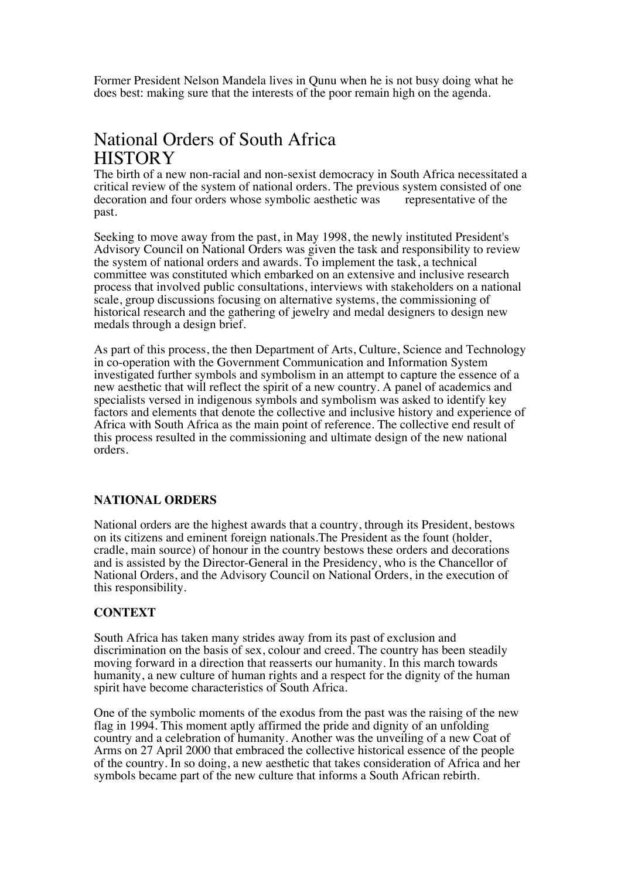Former President Nelson Mandela lives in Qunu when he is not busy doing what he does best: making sure that the interests of the poor remain high on the agenda.

# National Orders of South Africa
# HISTORY

The birth of a new non-racial and non-sexist democracy in South Africa necessitated a critical review of the system of national orders. The previous system consisted of one decoration and four orders whose symbolic aesthetic was representative of the past.

Seeking to move away from the past, in May 1998, the newly instituted President's Advisory Council on National Orders was given the task and responsibility to review the system of national orders and awards. To implement the task, a technical committee was constituted which embarked on an extensive and inclusive research process that involved public consultations, interviews with stakeholders on a national scale, group discussions focusing on alternative systems, the commissioning of historical research and the gathering of jewelry and medal designers to design new medals through a design brief.

As part of this process, the then Department of Arts, Culture, Science and Technology in co-operation with the Government Communication and Information System investigated further symbols and symbolism in an attempt to capture the essence of a new aesthetic that will reflect the spirit of a new country. A panel of academics and specialists versed in indigenous symbols and symbolism was asked to identify key factors and elements that denote the collective and inclusive history and experience of Africa with South Africa as the main point of reference. The collective end result of this process resulted in the commissioning and ultimate design of the new national orders.

**NATIONAL ORDERS**

National orders are the highest awards that a country, through its President, bestows on its citizens and eminent foreign nationals.The President as the fount (holder, cradle, main source) of honour in the country bestows these orders and decorations and is assisted by the Director-General in the Presidency, who is the Chancellor of National Orders, and the Advisory Council on National Orders, in the execution of this responsibility.

**CONTEXT**

South Africa has taken many strides away from its past of exclusion and discrimination on the basis of sex, colour and creed. The country has been steadily moving forward in a direction that reasserts our humanity. In this march towards humanity, a new culture of human rights and a respect for the dignity of the human spirit have become characteristics of South Africa.

One of the symbolic moments of the exodus from the past was the raising of the new flag in 1994. This moment aptly affirmed the pride and dignity of an unfolding country and a celebration of humanity. Another was the unveiling of a new Coat of Arms on 27 April 2000 that embraced the collective historical essence of the people of the country. In so doing, a new aesthetic that takes consideration of Africa and her symbols became part of the new culture that informs a South African rebirth.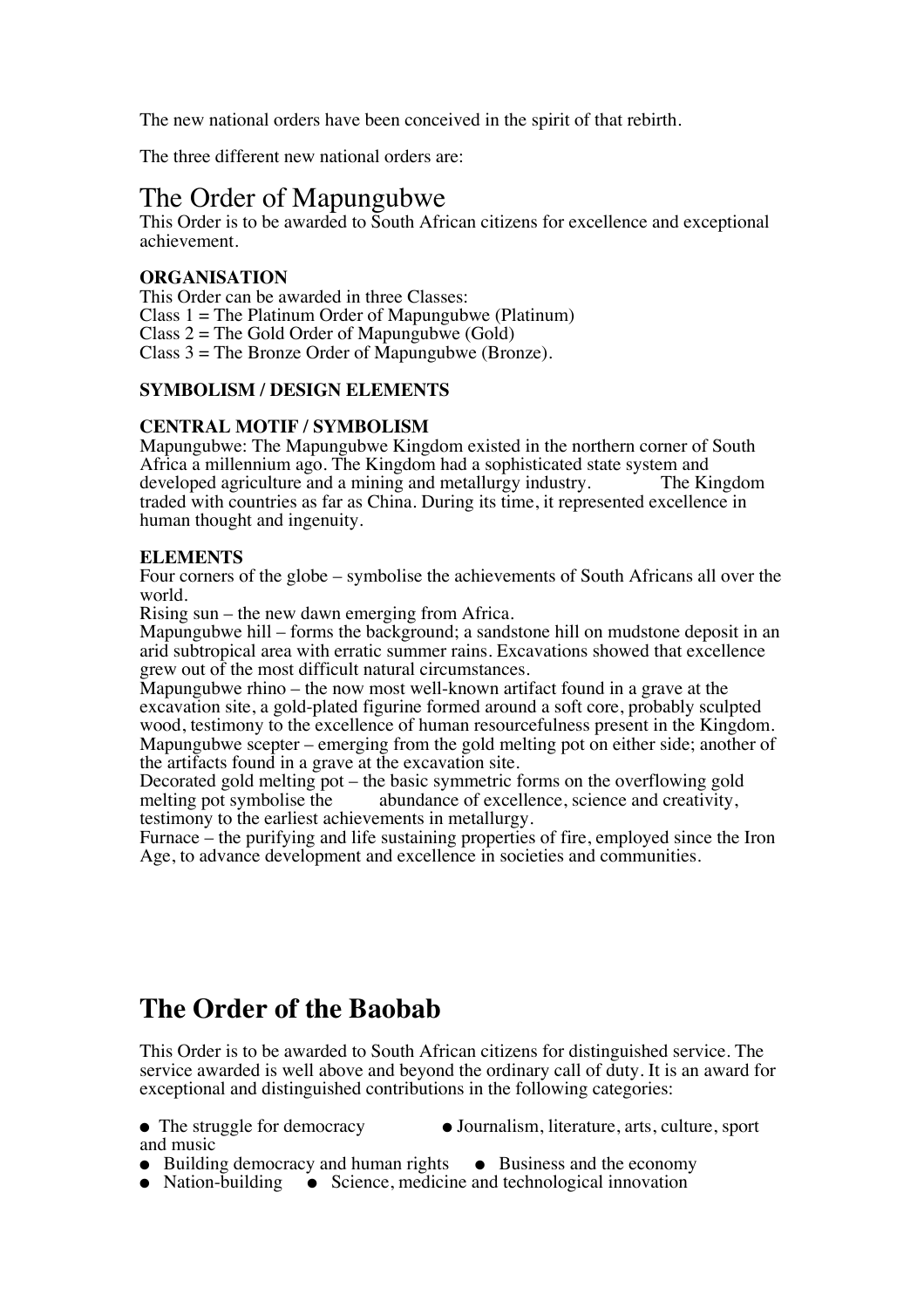The new national orders have been conceived in the spirit of that rebirth.

The three different new national orders are:

# The Order of Mapungubwe

This Order is to be awarded to South African citizens for excellence and exceptional achievement.

**ORGANISATION**

This Order can be awarded in three Classes:
Class 1 = The Platinum Order of Mapungubwe (Platinum)
Class 2 = The Gold Order of Mapungubwe (Gold)
Class 3 = The Bronze Order of Mapungubwe (Bronze).

**SYMBOLISM / DESIGN ELEMENTS**

**CENTRAL MOTIF / SYMBOLISM**

Mapungubwe: The Mapungubwe Kingdom existed in the northern corner of South Africa a millennium ago. The Kingdom had a sophisticated state system and developed agriculture and a mining and metallurgy industry. The Kingdom traded with countries as far as China. During its time, it represented excellence in human thought and ingenuity.

**ELEMENTS**

Four corners of the globe – symbolise the achievements of South Africans all over the world.
Rising sun – the new dawn emerging from Africa.
Mapungubwe hill – forms the background; a sandstone hill on mudstone deposit in an arid subtropical area with erratic summer rains. Excavations showed that excellence grew out of the most difficult natural circumstances.
Mapungubwe rhino – the now most well-known artifact found in a grave at the excavation site, a gold-plated figurine formed around a soft core, probably sculpted wood, testimony to the excellence of human resourcefulness present in the Kingdom.
Mapungubwe scepter – emerging from the gold melting pot on either side; another of the artifacts found in a grave at the excavation site.
Decorated gold melting pot – the basic symmetric forms on the overflowing gold melting pot symbolise the abundance of excellence, science and creativity, testimony to the earliest achievements in metallurgy.
Furnace – the purifying and life sustaining properties of fire, employed since the Iron Age, to advance development and excellence in societies and communities.

# The Order of the Baobab

This Order is to be awarded to South African citizens for distinguished service. The service awarded is well above and beyond the ordinary call of duty. It is an award for exceptional and distinguished contributions in the following categories:

- The struggle for democracy
- Journalism, literature, arts, culture, sport and music
- Building democracy and human rights
- Business and the economy
- Nation-building
- Science, medicine and technological innovation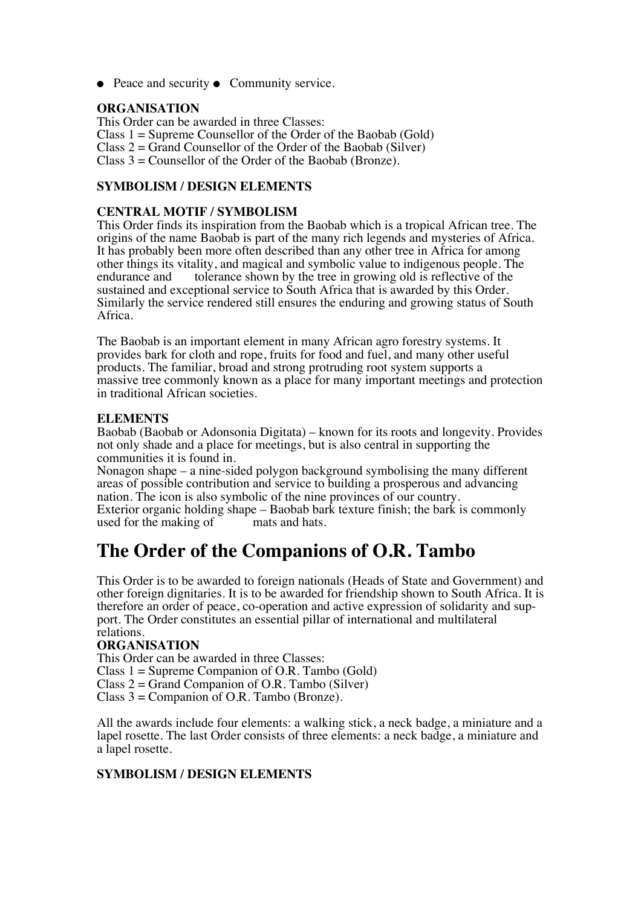- Peace and security
- Community service.

**ORGANISATION**

This Order can be awarded in three Classes:
Class 1 = Supreme Counsellor of the Order of the Baobab (Gold)
Class 2 = Grand Counsellor of the Order of the Baobab (Silver)
Class 3 = Counsellor of the Order of the Baobab (Bronze).

**SYMBOLISM / DESIGN ELEMENTS**

**CENTRAL MOTIF / SYMBOLISM**

This Order finds its inspiration from the Baobab which is a tropical African tree. The origins of the name Baobab is part of the many rich legends and mysteries of Africa. It has probably been more often described than any other tree in Africa for among other things its vitality, and magical and symbolic value to indigenous people. The endurance and tolerance shown by the tree in growing old is reflective of the sustained and exceptional service to South Africa that is awarded by this Order. Similarly the service rendered still ensures the enduring and growing status of South Africa.

The Baobab is an important element in many African agro forestry systems. It provides bark for cloth and rope, fruits for food and fuel, and many other useful products. The familiar, broad and strong protruding root system supports a massive tree commonly known as a place for many important meetings and protection in traditional African societies.

**ELEMENTS**

Baobab (Baobab or Adonsonia Digitata) – known for its roots and longevity. Provides not only shade and a place for meetings, but is also central in supporting the communities it is found in.
Nonagon shape – a nine-sided polygon background symbolising the many different areas of possible contribution and service to building a prosperous and advancing nation. The icon is also symbolic of the nine provinces of our country.
Exterior organic holding shape – Baobab bark texture finish; the bark is commonly used for the making of mats and hats.

# The Order of the Companions of O.R. Tambo

This Order is to be awarded to foreign nationals (Heads of State and Government) and other foreign dignitaries. It is to be awarded for friendship shown to South Africa. It is therefore an order of peace, co-operation and active expression of solidarity and support. The Order constitutes an essential pillar of international and multilateral relations.

**ORGANISATION**

This Order can be awarded in three Classes:
Class 1 = Supreme Companion of O.R. Tambo (Gold)
Class 2 = Grand Companion of O.R. Tambo (Silver)
Class 3 = Companion of O.R. Tambo (Bronze).

All the awards include four elements: a walking stick, a neck badge, a miniature and a lapel rosette. The last Order consists of three elements: a neck badge, a miniature and a lapel rosette.

**SYMBOLISM / DESIGN ELEMENTS**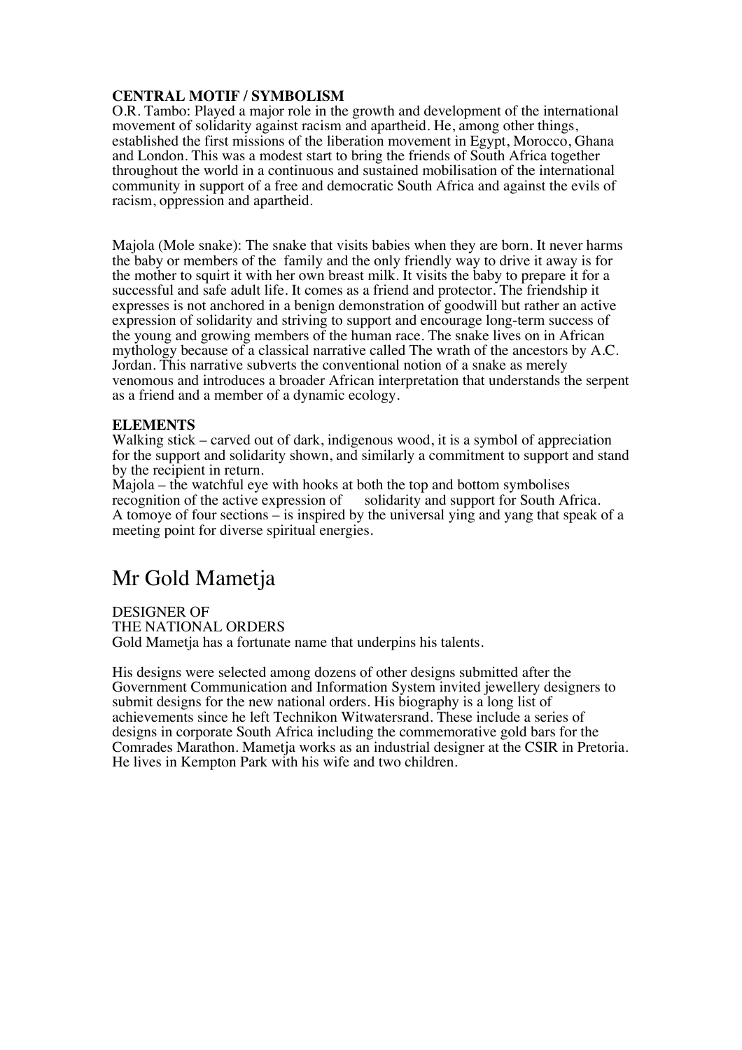**CENTRAL MOTIF / SYMBOLISM**

O.R. Tambo: Played a major role in the growth and development of the international movement of solidarity against racism and apartheid. He, among other things, established the first missions of the liberation movement in Egypt, Morocco, Ghana and London. This was a modest start to bring the friends of South Africa together throughout the world in a continuous and sustained mobilisation of the international community in support of a free and democratic South Africa and against the evils of racism, oppression and apartheid.

Majola (Mole snake): The snake that visits babies when they are born. It never harms the baby or members of the family and the only friendly way to drive it away is for the mother to squirt it with her own breast milk. It visits the baby to prepare it for a successful and safe adult life. It comes as a friend and protector. The friendship it expresses is not anchored in a benign demonstration of goodwill but rather an active expression of solidarity and striving to support and encourage long-term success of the young and growing members of the human race. The snake lives on in African mythology because of a classical narrative called The wrath of the ancestors by A.C. Jordan. This narrative subverts the conventional notion of a snake as merely venomous and introduces a broader African interpretation that understands the serpent as a friend and a member of a dynamic ecology.

**ELEMENTS**

Walking stick – carved out of dark, indigenous wood, it is a symbol of appreciation for the support and solidarity shown, and similarly a commitment to support and stand by the recipient in return.
Majola – the watchful eye with hooks at both the top and bottom symbolises recognition of the active expression of solidarity and support for South Africa.
A tomoye of four sections – is inspired by the universal ying and yang that speak of a meeting point for diverse spiritual energies.

# Mr Gold Mametja

DESIGNER OF
THE NATIONAL ORDERS
Gold Mametja has a fortunate name that underpins his talents.

His designs were selected among dozens of other designs submitted after the Government Communication and Information System invited jewellery designers to submit designs for the new national orders. His biography is a long list of achievements since he left Technikon Witwatersrand. These include a series of designs in corporate South Africa including the commemorative gold bars for the Comrades Marathon. Mametja works as an industrial designer at the CSIR in Pretoria. He lives in Kempton Park with his wife and two children.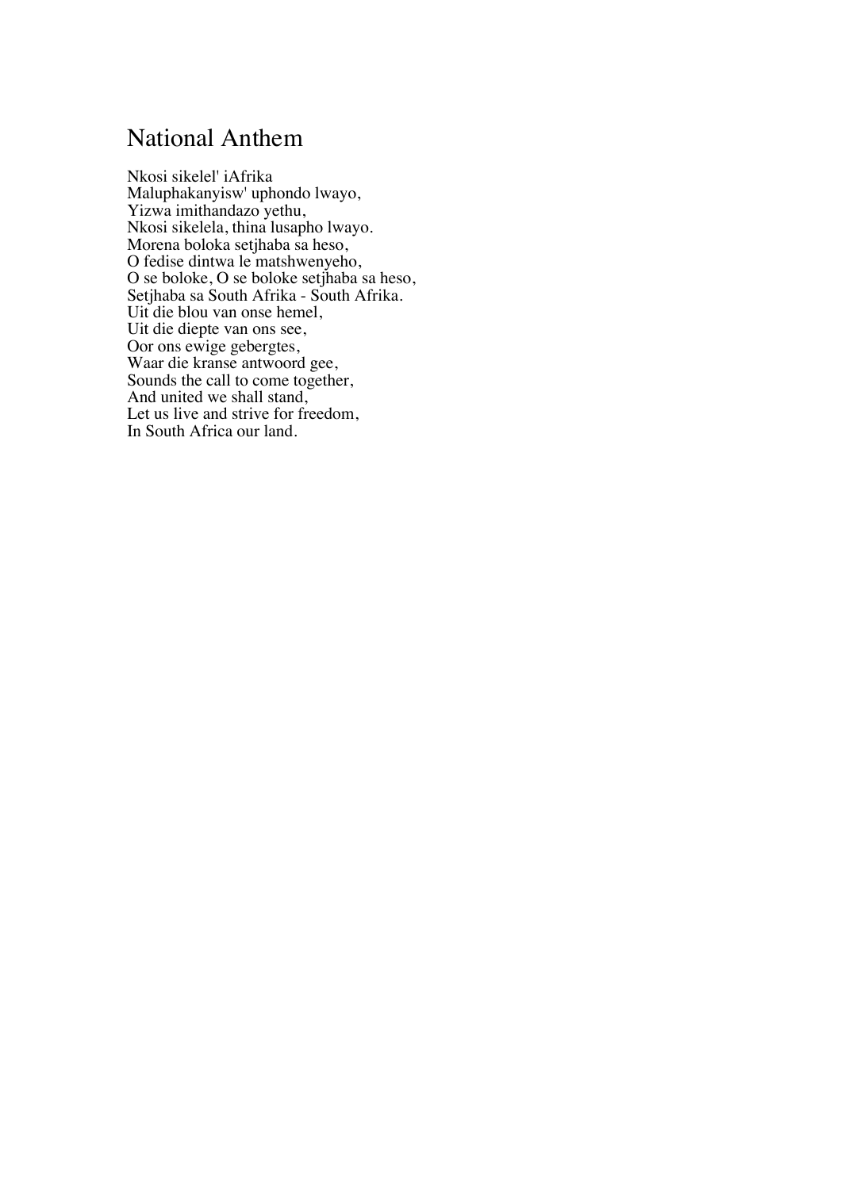# National Anthem

Nkosi sikelel' iAfrika  
Maluphakanyisw' uphondo lwayo,  
Yizwa imithandazo yethu,  
Nkosi sikelela, thina lusapho lwayo.  
Morena boloka setjhaba sa heso,  
O fedise dintwa le matshwenyeho,  
O se boloke, O se boloke setjhaba sa heso,  
Setjhaba sa South Afrika - South Afrika.  
Uit die blou van onse hemel,  
Uit die diepte van ons see,  
Oor ons ewige gebergtes,  
Waar die kranse antwoord gee,  
Sounds the call to come together,  
And united we shall stand,  
Let us live and strive for freedom,  
In South Africa our land.